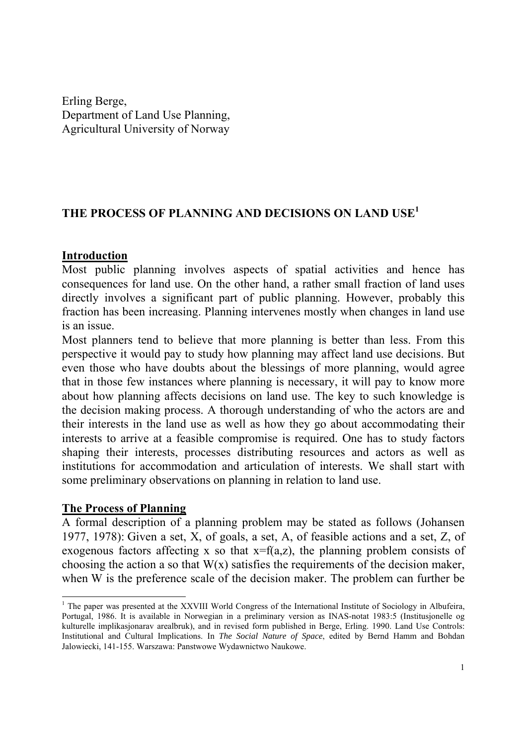Erling Berge,
Department of Land Use Planning,
Agricultural University of Norway

# THE PROCESS OF PLANNING AND DECISIONS ON LAND USE[1]

## Introduction

Most public planning involves aspects of spatial activities and hence has consequences for land use. On the other hand, a rather small fraction of land uses directly involves a significant part of public planning. However, probably this fraction has been increasing. Planning intervenes mostly when changes in land use is an issue.

Most planners tend to believe that more planning is better than less. From this perspective it would pay to study how planning may affect land use decisions. But even those who have doubts about the blessings of more planning, would agree that in those few instances where planning is necessary, it will pay to know more about how planning affects decisions on land use. The key to such knowledge is the decision making process. A thorough understanding of who the actors are and their interests in the land use as well as how they go about accommodating their interests to arrive at a feasible compromise is required. One has to study factors shaping their interests, processes distributing resources and actors as well as institutions for accommodation and articulation of interests. We shall start with some preliminary observations on planning in relation to land use.

## The Process of Planning

A formal description of a planning problem may be stated as follows (Johansen 1977, 1978): Given a set, X, of goals, a set, A, of feasible actions and a set, Z, of exogenous factors affecting x so that $x=f(a,z)$, the planning problem consists of choosing the action a so that $W(x)$ satisfies the requirements of the decision maker, when W is the preference scale of the decision maker. The problem can further be

[1] The paper was presented at the XXVIII World Congress of the International Institute of Sociology in Albufeira, Portugal, 1986. It is available in Norwegian in a preliminary version as INAS-notat 1983:5 (Institusjonelle og kulturelle implikasjonarav arealbruk), and in revised form published in Berge, Erling. 1990. Land Use Controls: Institutional and Cultural Implications. In *The Social Nature of Space*, edited by Bernd Hamm and Bohdan Jalowiecki, 141-155. Warszawa: Panstwowe Wydawnictwo Naukowe.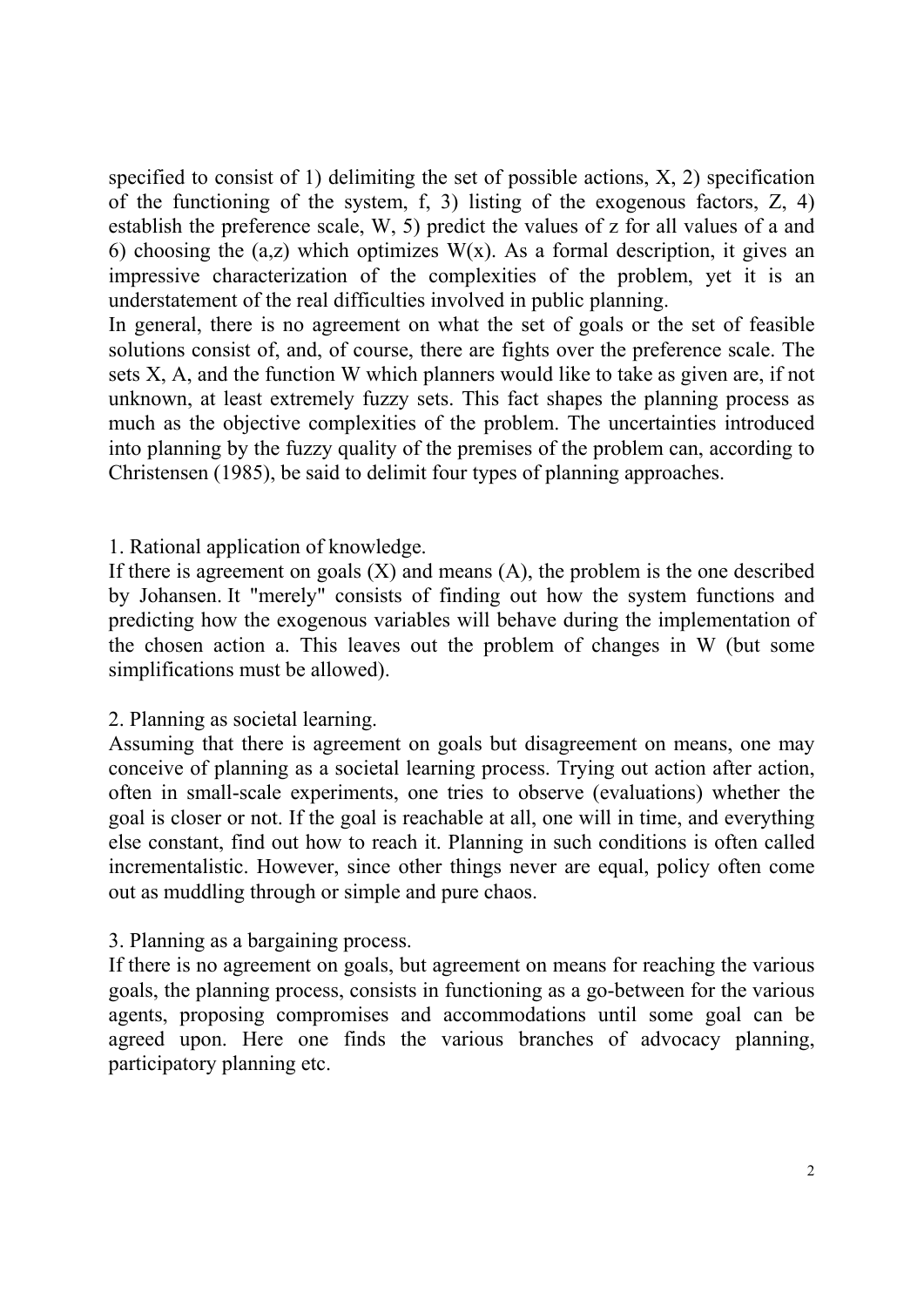specified to consist of 1) delimiting the set of possible actions, X, 2) specification of the functioning of the system, f, 3) listing of the exogenous factors, Z, 4) establish the preference scale, W, 5) predict the values of z for all values of a and 6) choosing the (a,z) which optimizes W(x). As a formal description, it gives an impressive characterization of the complexities of the problem, yet it is an understatement of the real difficulties involved in public planning.

In general, there is no agreement on what the set of goals or the set of feasible solutions consist of, and, of course, there are fights over the preference scale. The sets X, A, and the function W which planners would like to take as given are, if not unknown, at least extremely fuzzy sets. This fact shapes the planning process as much as the objective complexities of the problem. The uncertainties introduced into planning by the fuzzy quality of the premises of the problem can, according to Christensen (1985), be said to delimit four types of planning approaches.

1. Rational application of knowledge.

If there is agreement on goals (X) and means (A), the problem is the one described by Johansen. It "merely" consists of finding out how the system functions and predicting how the exogenous variables will behave during the implementation of the chosen action a. This leaves out the problem of changes in W (but some simplifications must be allowed).

2. Planning as societal learning.

Assuming that there is agreement on goals but disagreement on means, one may conceive of planning as a societal learning process. Trying out action after action, often in small-scale experiments, one tries to observe (evaluations) whether the goal is closer or not. If the goal is reachable at all, one will in time, and everything else constant, find out how to reach it. Planning in such conditions is often called incrementalistic. However, since other things never are equal, policy often come out as muddling through or simple and pure chaos.

3. Planning as a bargaining process.

If there is no agreement on goals, but agreement on means for reaching the various goals, the planning process, consists in functioning as a go-between for the various agents, proposing compromises and accommodations until some goal can be agreed upon. Here one finds the various branches of advocacy planning, participatory planning etc.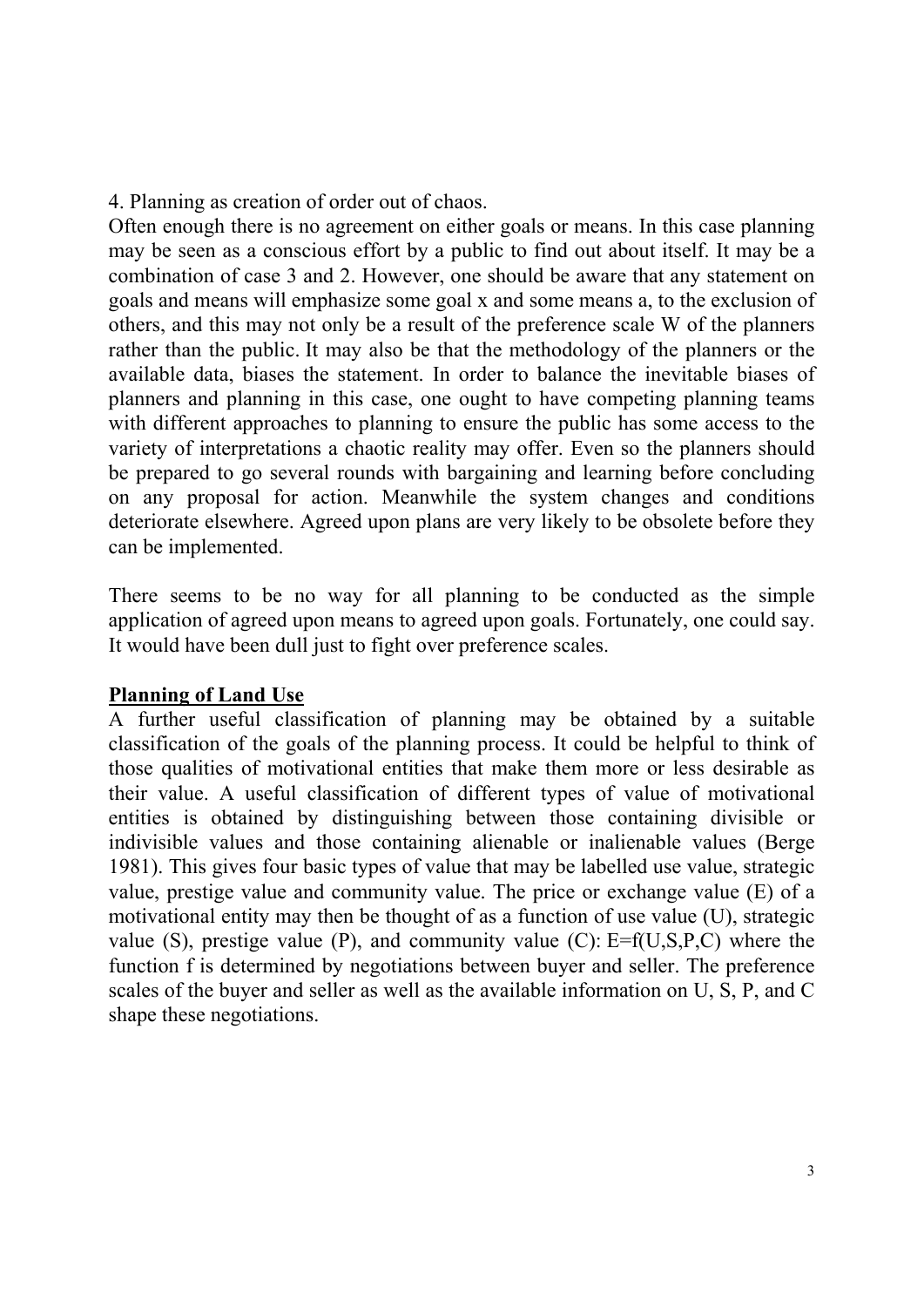4. Planning as creation of order out of chaos.

Often enough there is no agreement on either goals or means. In this case planning may be seen as a conscious effort by a public to find out about itself. It may be a combination of case 3 and 2. However, one should be aware that any statement on goals and means will emphasize some goal x and some means a, to the exclusion of others, and this may not only be a result of the preference scale W of the planners rather than the public. It may also be that the methodology of the planners or the available data, biases the statement. In order to balance the inevitable biases of planners and planning in this case, one ought to have competing planning teams with different approaches to planning to ensure the public has some access to the variety of interpretations a chaotic reality may offer. Even so the planners should be prepared to go several rounds with bargaining and learning before concluding on any proposal for action. Meanwhile the system changes and conditions deteriorate elsewhere. Agreed upon plans are very likely to be obsolete before they can be implemented.

There seems to be no way for all planning to be conducted as the simple application of agreed upon means to agreed upon goals. Fortunately, one could say. It would have been dull just to fight over preference scales.

## Planning of Land Use

A further useful classification of planning may be obtained by a suitable classification of the goals of the planning process. It could be helpful to think of those qualities of motivational entities that make them more or less desirable as their value. A useful classification of different types of value of motivational entities is obtained by distinguishing between those containing divisible or indivisible values and those containing alienable or inalienable values (Berge 1981). This gives four basic types of value that may be labelled use value, strategic value, prestige value and community value. The price or exchange value (E) of a motivational entity may then be thought of as a function of use value (U), strategic value (S), prestige value (P), and community value (C): $E=f(U,S,P,C)$ where the function f is determined by negotiations between buyer and seller. The preference scales of the buyer and seller as well as the available information on U, S, P, and C shape these negotiations.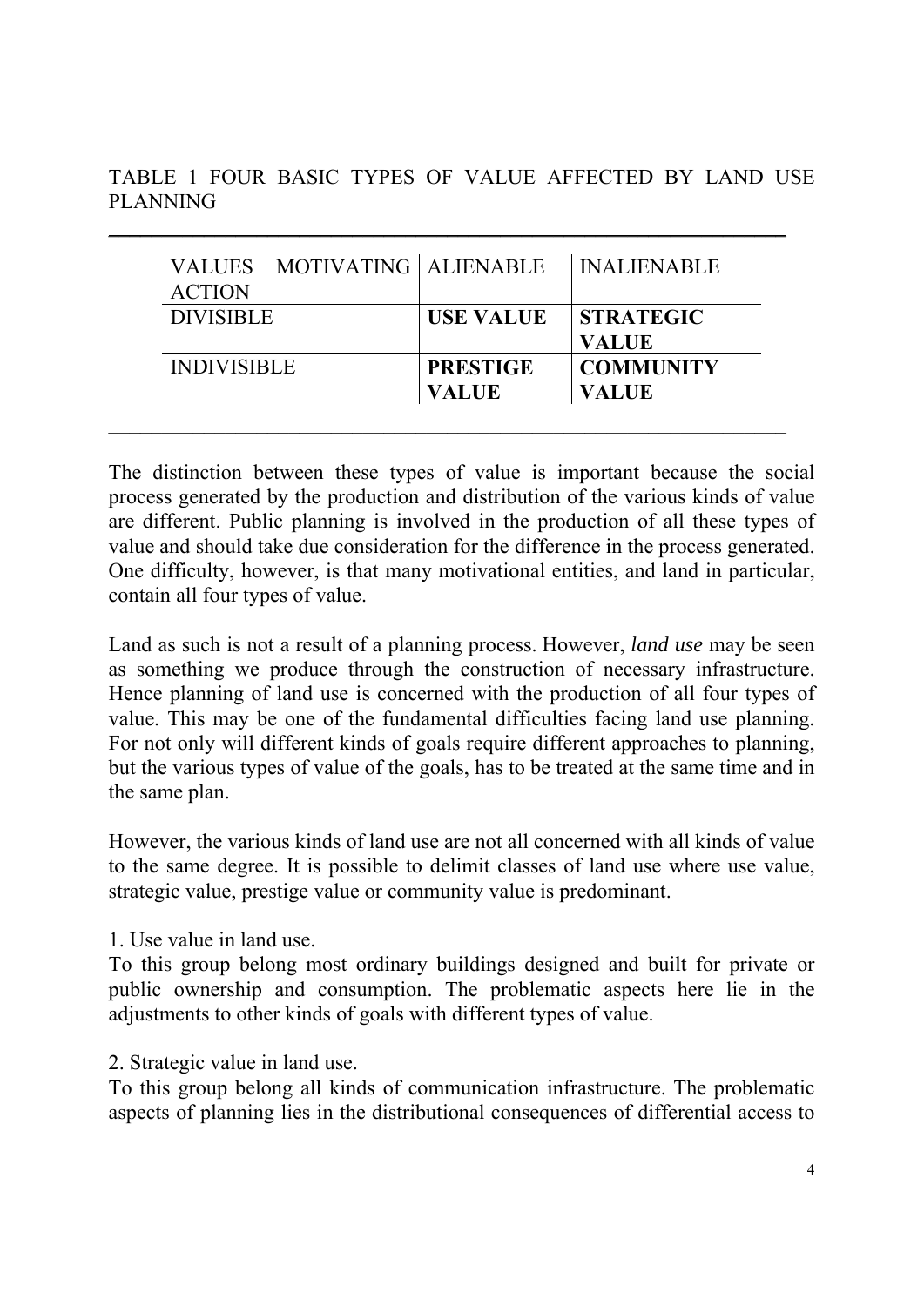TABLE 1 FOUR BASIC TYPES OF VALUE AFFECTED BY LAND USE PLANNING

| VALUES MOTIVATING ACTION | ALIENABLE | INALIENABLE |
|---|---|---|
| DIVISIBLE | **USE VALUE** | **STRATEGIC VALUE** |
| INDIVISIBLE | **PRESTIGE VALUE** | **COMMUNITY VALUE** |

The distinction between these types of value is important because the social process generated by the production and distribution of the various kinds of value are different. Public planning is involved in the production of all these types of value and should take due consideration for the difference in the process generated. One difficulty, however, is that many motivational entities, and land in particular, contain all four types of value.

Land as such is not a result of a planning process. However, *land use* may be seen as something we produce through the construction of necessary infrastructure. Hence planning of land use is concerned with the production of all four types of value. This may be one of the fundamental difficulties facing land use planning. For not only will different kinds of goals require different approaches to planning, but the various types of value of the goals, has to be treated at the same time and in the same plan.

However, the various kinds of land use are not all concerned with all kinds of value to the same degree. It is possible to delimit classes of land use where use value, strategic value, prestige value or community value is predominant.

1. Use value in land use.
To this group belong most ordinary buildings designed and built for private or public ownership and consumption. The problematic aspects here lie in the adjustments to other kinds of goals with different types of value.

2. Strategic value in land use.
To this group belong all kinds of communication infrastructure. The problematic aspects of planning lies in the distributional consequences of differential access to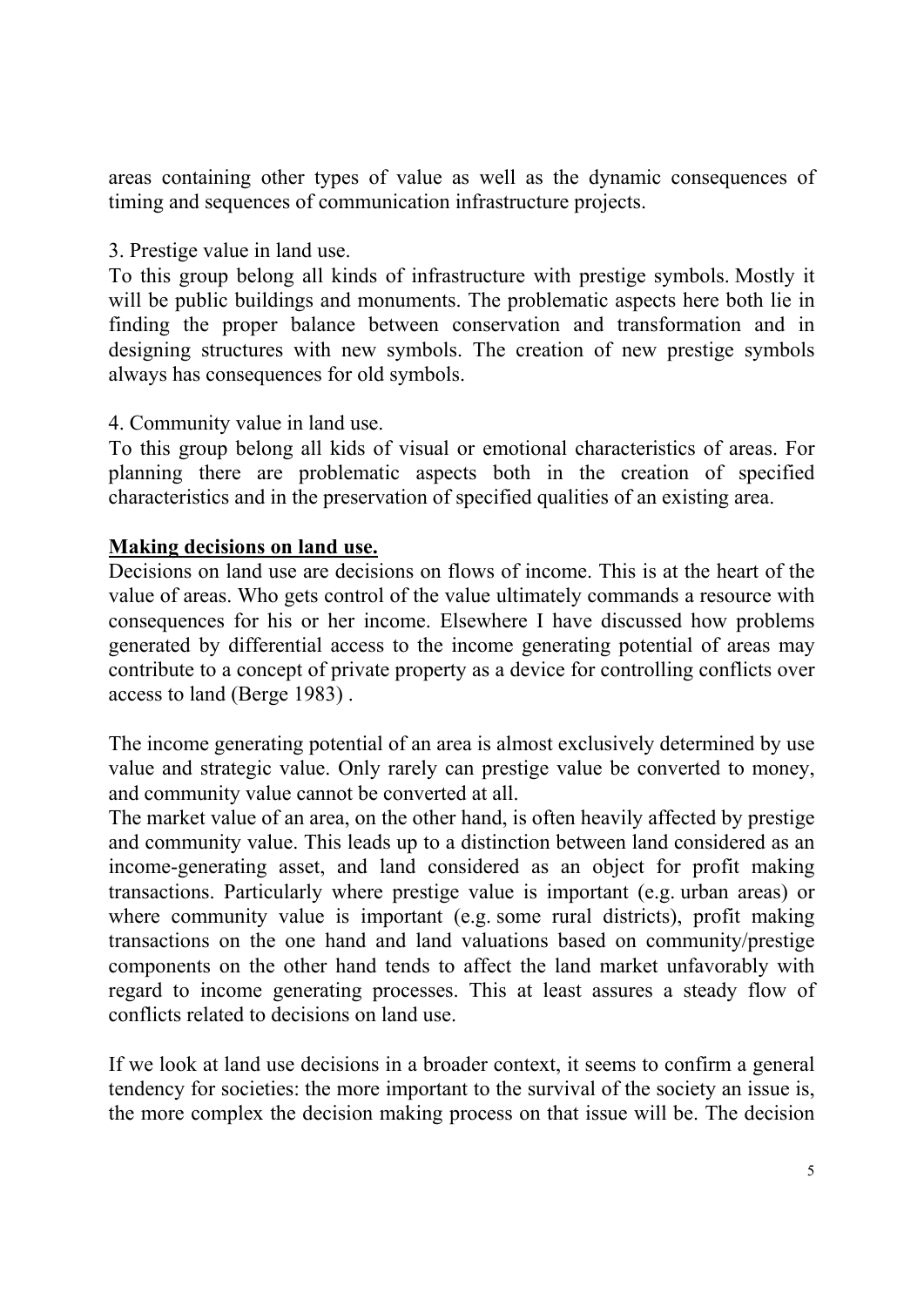areas containing other types of value as well as the dynamic consequences of timing and sequences of communication infrastructure projects.

3. Prestige value in land use.

To this group belong all kinds of infrastructure with prestige symbols. Mostly it will be public buildings and monuments. The problematic aspects here both lie in finding the proper balance between conservation and transformation and in designing structures with new symbols. The creation of new prestige symbols always has consequences for old symbols.

4. Community value in land use.

To this group belong all kids of visual or emotional characteristics of areas. For planning there are problematic aspects both in the creation of specified characteristics and in the preservation of specified qualities of an existing area.

**Making decisions on land use.**

Decisions on land use are decisions on flows of income. This is at the heart of the value of areas. Who gets control of the value ultimately commands a resource with consequences for his or her income. Elsewhere I have discussed how problems generated by differential access to the income generating potential of areas may contribute to a concept of private property as a device for controlling conflicts over access to land (Berge 1983) .

The income generating potential of an area is almost exclusively determined by use value and strategic value. Only rarely can prestige value be converted to money, and community value cannot be converted at all.

The market value of an area, on the other hand, is often heavily affected by prestige and community value. This leads up to a distinction between land considered as an income-generating asset, and land considered as an object for profit making transactions. Particularly where prestige value is important (e.g. urban areas) or where community value is important (e.g. some rural districts), profit making transactions on the one hand and land valuations based on community/prestige components on the other hand tends to affect the land market unfavorably with regard to income generating processes. This at least assures a steady flow of conflicts related to decisions on land use.

If we look at land use decisions in a broader context, it seems to confirm a general tendency for societies: the more important to the survival of the society an issue is, the more complex the decision making process on that issue will be. The decision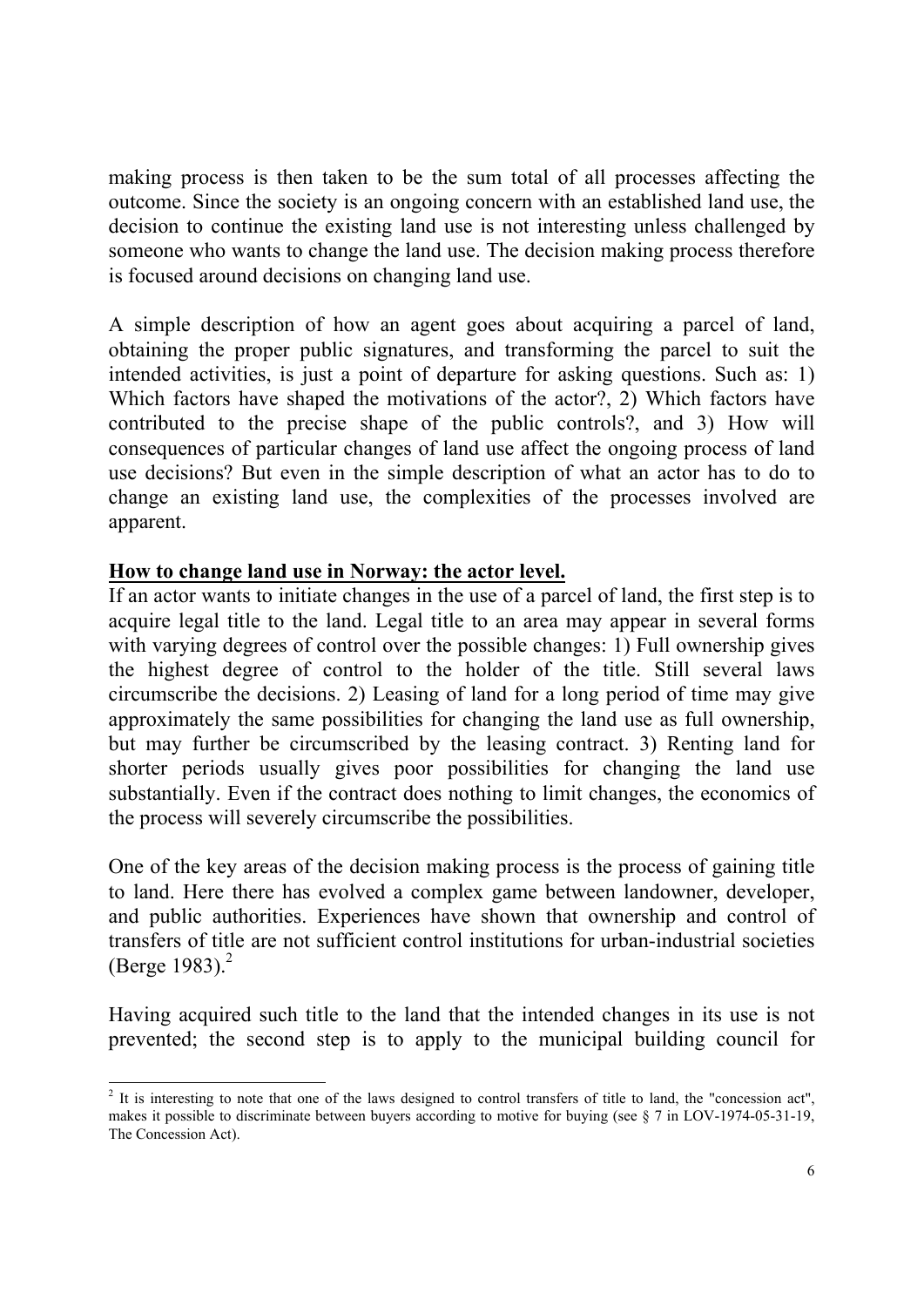making process is then taken to be the sum total of all processes affecting the outcome. Since the society is an ongoing concern with an established land use, the decision to continue the existing land use is not interesting unless challenged by someone who wants to change the land use. The decision making process therefore is focused around decisions on changing land use.

A simple description of how an agent goes about acquiring a parcel of land, obtaining the proper public signatures, and transforming the parcel to suit the intended activities, is just a point of departure for asking questions. Such as: 1) Which factors have shaped the motivations of the actor?, 2) Which factors have contributed to the precise shape of the public controls?, and 3) How will consequences of particular changes of land use affect the ongoing process of land use decisions? But even in the simple description of what an actor has to do to change an existing land use, the complexities of the processes involved are apparent.

**How to change land use in Norway: the actor level.**

If an actor wants to initiate changes in the use of a parcel of land, the first step is to acquire legal title to the land. Legal title to an area may appear in several forms with varying degrees of control over the possible changes: 1) Full ownership gives the highest degree of control to the holder of the title. Still several laws circumscribe the decisions. 2) Leasing of land for a long period of time may give approximately the same possibilities for changing the land use as full ownership, but may further be circumscribed by the leasing contract. 3) Renting land for shorter periods usually gives poor possibilities for changing the land use substantially. Even if the contract does nothing to limit changes, the economics of the process will severely circumscribe the possibilities.

One of the key areas of the decision making process is the process of gaining title to land. Here there has evolved a complex game between landowner, developer, and public authorities. Experiences have shown that ownership and control of transfers of title are not sufficient control institutions for urban-industrial societies (Berge 1983).[2]

Having acquired such title to the land that the intended changes in its use is not prevented; the second step is to apply to the municipal building council for

[2] It is interesting to note that one of the laws designed to control transfers of title to land, the "concession act", makes it possible to discriminate between buyers according to motive for buying (see § 7 in LOV-1974-05-31-19, The Concession Act).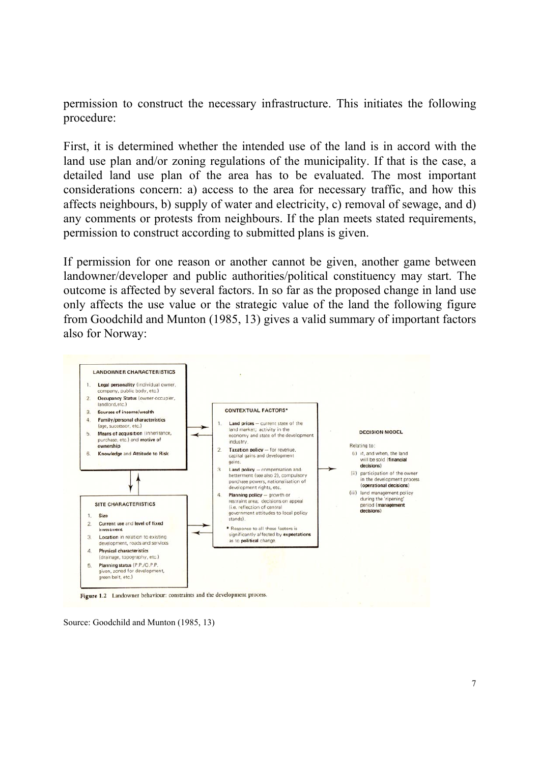permission to construct the necessary infrastructure. This initiates the following procedure:

First, it is determined whether the intended use of the land is in accord with the land use plan and/or zoning regulations of the municipality. If that is the case, a detailed land use plan of the area has to be evaluated. The most important considerations concern: a) access to the area for necessary traffic, and how this affects neighbours, b) supply of water and electricity, c) removal of sewage, and d) any comments or protests from neighbours. If the plan meets stated requirements, permission to construct according to submitted plans is given.

If permission for one reason or another cannot be given, another game between landowner/developer and public authorities/political constituency may start. The outcome is affected by several factors. In so far as the proposed change in land use only affects the use value or the strategic value of the land the following figure from Goodchild and Munton (1985, 13) gives a valid summary of important factors also for Norway:

LANDOWNER CHARACTERISTICS

1. **Legal personality** (individual owner, company, public body, etc.)
2. **Occupancy Status** (owner-occupier, landlord, etc.)
3. **Sources of income/wealth**
4. **Family/personal characteristics** (age, successor, etc.)
5. **Means of acquisition** (inheritance, purchase, etc.) and **motive of ownership**
6. **Knowledge** and **Attitude to Risk**

SITE CHARACTERISTICS

1. **Size**
2. **Current use** and **level of fixed investment**
3. **Location** in relation to existing development, roads and services
4. **Physical characteristics** (drainage, topography, etc.)
5. **Planning status** (P.P./O.P.P. given, zoned for development, green belt, etc.)

CONTEXTUAL FACTORS*

1. **Land prices** — current state of the land market; activity in the economy and state of the development industry.
2. **Taxation policy** — for revenue, capital gains and development gains.
3. **Land policy** — compensation and betterment (see also 2), compulsory purchase powers, nationalisation of development rights, etc.
4. **Planning policy** — growth or restraint area; decisions on appeal (i.e. reflection of central government attitudes to local policy stands).

\* Response to all these factors is significantly affected by **expectations** as to **political** change.

DECISION MODEL

Relating to:
(i) if, and when, the land will be sold (**financial decisions**)
(ii) participation of the owner in the development process (**operational decisions**)
(iii) land management policy during the 'ripening' period (**management decisions**)

**Figure 1.2** Landowner behaviour: constraints and the development process.

Source: Goodchild and Munton (1985, 13)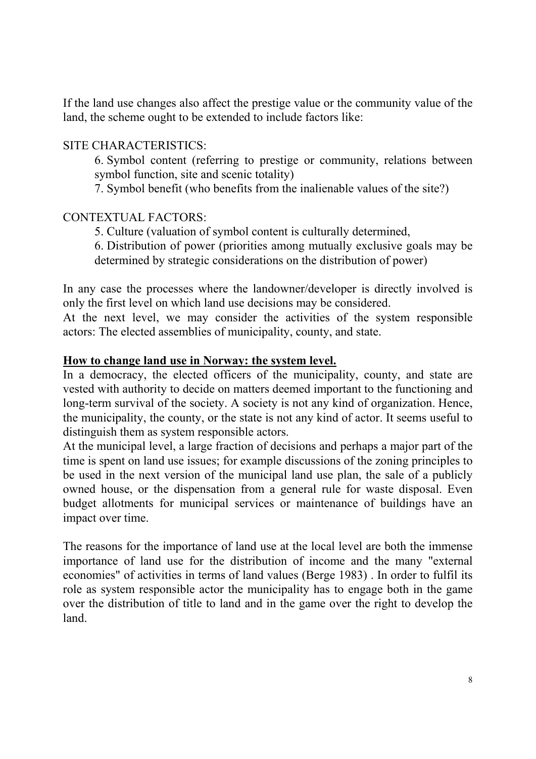If the land use changes also affect the prestige value or the community value of the land, the scheme ought to be extended to include factors like:

SITE CHARACTERISTICS:

6. Symbol content (referring to prestige or community, relations between symbol function, site and scenic totality)
7. Symbol benefit (who benefits from the inalienable values of the site?)

CONTEXTUAL FACTORS:

5. Culture (valuation of symbol content is culturally determined,
6. Distribution of power (priorities among mutually exclusive goals may be determined by strategic considerations on the distribution of power)

In any case the processes where the landowner/developer is directly involved is only the first level on which land use decisions may be considered.
At the next level, we may consider the activities of the system responsible actors: The elected assemblies of municipality, county, and state.

**How to change land use in Norway: the system level.**

In a democracy, the elected officers of the municipality, county, and state are vested with authority to decide on matters deemed important to the functioning and long-term survival of the society. A society is not any kind of organization. Hence, the municipality, the county, or the state is not any kind of actor. It seems useful to distinguish them as system responsible actors.
At the municipal level, a large fraction of decisions and perhaps a major part of the time is spent on land use issues; for example discussions of the zoning principles to be used in the next version of the municipal land use plan, the sale of a publicly owned house, or the dispensation from a general rule for waste disposal. Even budget allotments for municipal services or maintenance of buildings have an impact over time.

The reasons for the importance of land use at the local level are both the immense importance of land use for the distribution of income and the many "external economies" of activities in terms of land values (Berge 1983) . In order to fulfil its role as system responsible actor the municipality has to engage both in the game over the distribution of title to land and in the game over the right to develop the land.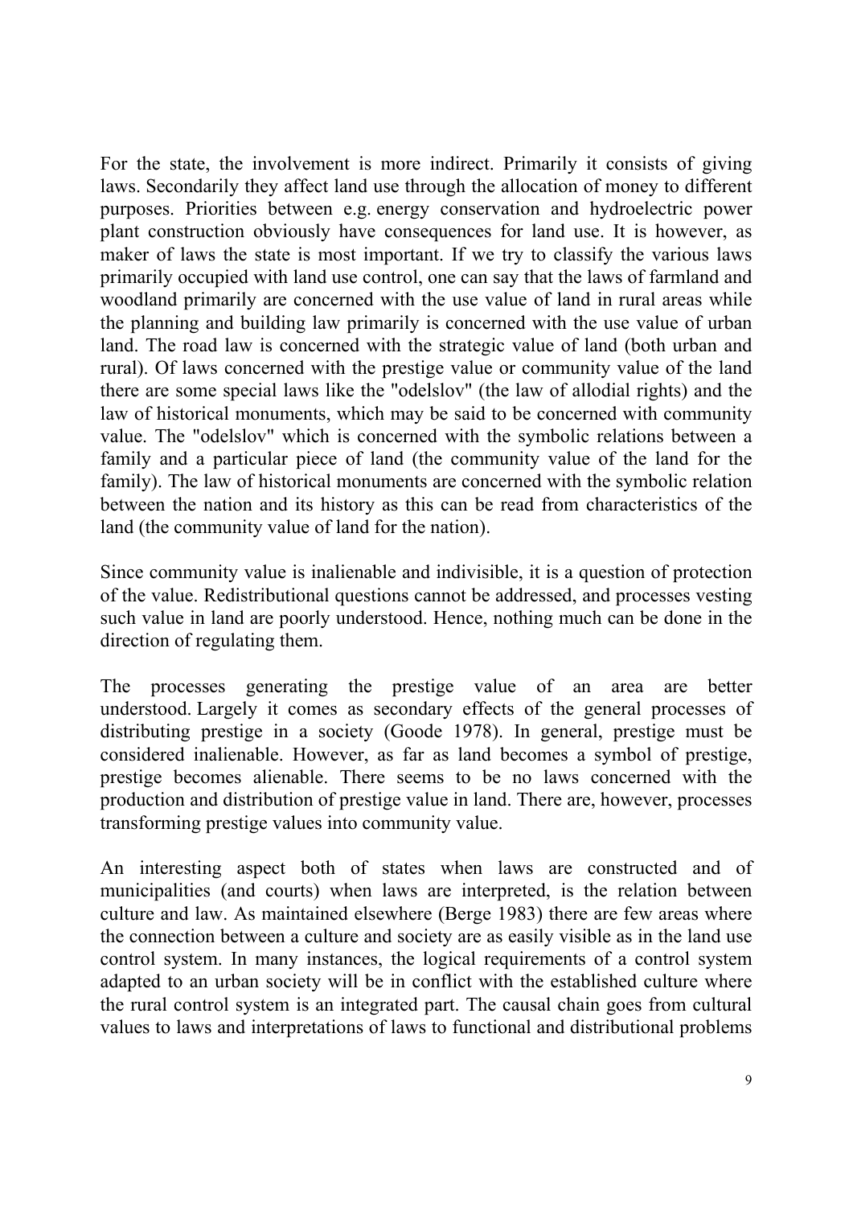For the state, the involvement is more indirect. Primarily it consists of giving laws. Secondarily they affect land use through the allocation of money to different purposes. Priorities between e.g. energy conservation and hydroelectric power plant construction obviously have consequences for land use. It is however, as maker of laws the state is most important. If we try to classify the various laws primarily occupied with land use control, one can say that the laws of farmland and woodland primarily are concerned with the use value of land in rural areas while the planning and building law primarily is concerned with the use value of urban land. The road law is concerned with the strategic value of land (both urban and rural). Of laws concerned with the prestige value or community value of the land there are some special laws like the "odelslov" (the law of allodial rights) and the law of historical monuments, which may be said to be concerned with community value. The "odelslov" which is concerned with the symbolic relations between a family and a particular piece of land (the community value of the land for the family). The law of historical monuments are concerned with the symbolic relation between the nation and its history as this can be read from characteristics of the land (the community value of land for the nation).

Since community value is inalienable and indivisible, it is a question of protection of the value. Redistributional questions cannot be addressed, and processes vesting such value in land are poorly understood. Hence, nothing much can be done in the direction of regulating them.

The processes generating the prestige value of an area are better understood. Largely it comes as secondary effects of the general processes of distributing prestige in a society (Goode 1978). In general, prestige must be considered inalienable. However, as far as land becomes a symbol of prestige, prestige becomes alienable. There seems to be no laws concerned with the production and distribution of prestige value in land. There are, however, processes transforming prestige values into community value.

An interesting aspect both of states when laws are constructed and of municipalities (and courts) when laws are interpreted, is the relation between culture and law. As maintained elsewhere (Berge 1983) there are few areas where the connection between a culture and society are as easily visible as in the land use control system. In many instances, the logical requirements of a control system adapted to an urban society will be in conflict with the established culture where the rural control system is an integrated part. The causal chain goes from cultural values to laws and interpretations of laws to functional and distributional problems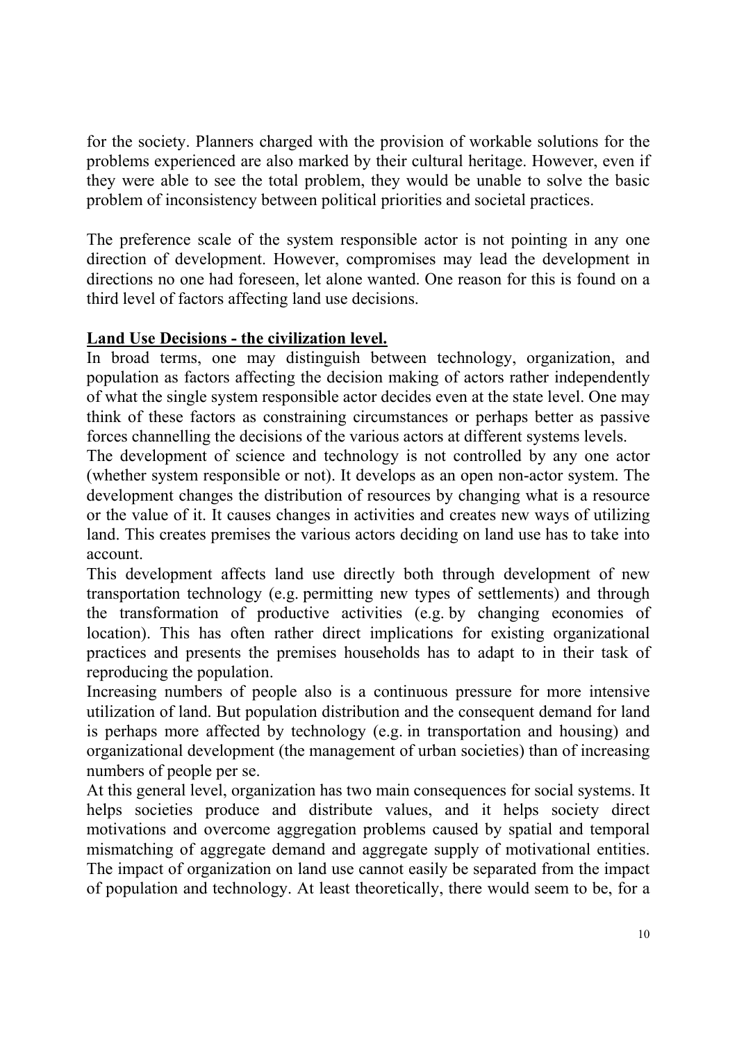for the society. Planners charged with the provision of workable solutions for the problems experienced are also marked by their cultural heritage. However, even if they were able to see the total problem, they would be unable to solve the basic problem of inconsistency between political priorities and societal practices.

The preference scale of the system responsible actor is not pointing in any one direction of development. However, compromises may lead the development in directions no one had foreseen, let alone wanted. One reason for this is found on a third level of factors affecting land use decisions.

**Land Use Decisions - the civilization level.**

In broad terms, one may distinguish between technology, organization, and population as factors affecting the decision making of actors rather independently of what the single system responsible actor decides even at the state level. One may think of these factors as constraining circumstances or perhaps better as passive forces channelling the decisions of the various actors at different systems levels.

The development of science and technology is not controlled by any one actor (whether system responsible or not). It develops as an open non-actor system. The development changes the distribution of resources by changing what is a resource or the value of it. It causes changes in activities and creates new ways of utilizing land. This creates premises the various actors deciding on land use has to take into account.

This development affects land use directly both through development of new transportation technology (e.g. permitting new types of settlements) and through the transformation of productive activities (e.g. by changing economies of location). This has often rather direct implications for existing organizational practices and presents the premises households has to adapt to in their task of reproducing the population.

Increasing numbers of people also is a continuous pressure for more intensive utilization of land. But population distribution and the consequent demand for land is perhaps more affected by technology (e.g. in transportation and housing) and organizational development (the management of urban societies) than of increasing numbers of people per se.

At this general level, organization has two main consequences for social systems. It helps societies produce and distribute values, and it helps society direct motivations and overcome aggregation problems caused by spatial and temporal mismatching of aggregate demand and aggregate supply of motivational entities. The impact of organization on land use cannot easily be separated from the impact of population and technology. At least theoretically, there would seem to be, for a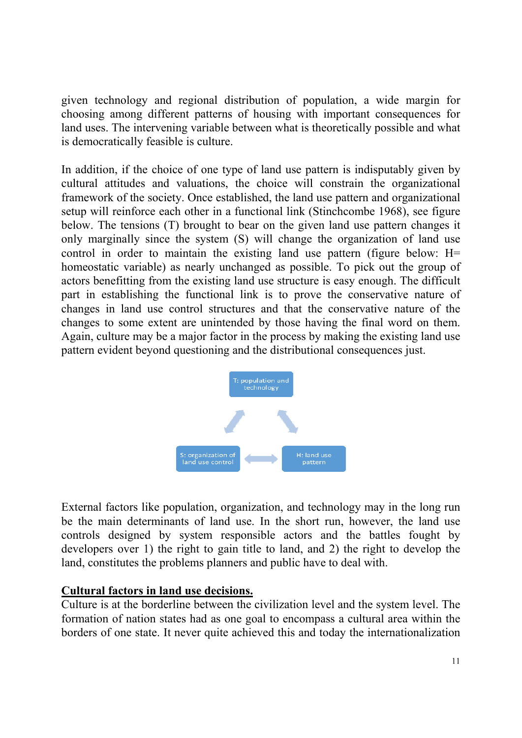given technology and regional distribution of population, a wide margin for choosing among different patterns of housing with important consequences for land uses. The intervening variable between what is theoretically possible and what is democratically feasible is culture.

In addition, if the choice of one type of land use pattern is indisputably given by cultural attitudes and valuations, the choice will constrain the organizational framework of the society. Once established, the land use pattern and organizational setup will reinforce each other in a functional link (Stinchcombe 1968), see figure below. The tensions (T) brought to bear on the given land use pattern changes it only marginally since the system (S) will change the organization of land use control in order to maintain the existing land use pattern (figure below: H= homeostatic variable) as nearly unchanged as possible. To pick out the group of actors benefitting from the existing land use structure is easy enough. The difficult part in establishing the functional link is to prove the conservative nature of changes in land use control structures and that the conservative nature of the changes to some extent are unintended by those having the final word on them. Again, culture may be a major factor in the process by making the existing land use pattern evident beyond questioning and the distributional consequences just.

T: population and technology

S: organization of land use control

H: land use pattern

External factors like population, organization, and technology may in the long run be the main determinants of land use. In the short run, however, the land use controls designed by system responsible actors and the battles fought by developers over 1) the right to gain title to land, and 2) the right to develop the land, constitutes the problems planners and public have to deal with.

## Cultural factors in land use decisions.

Culture is at the borderline between the civilization level and the system level. The formation of nation states had as one goal to encompass a cultural area within the borders of one state. It never quite achieved this and today the internationalization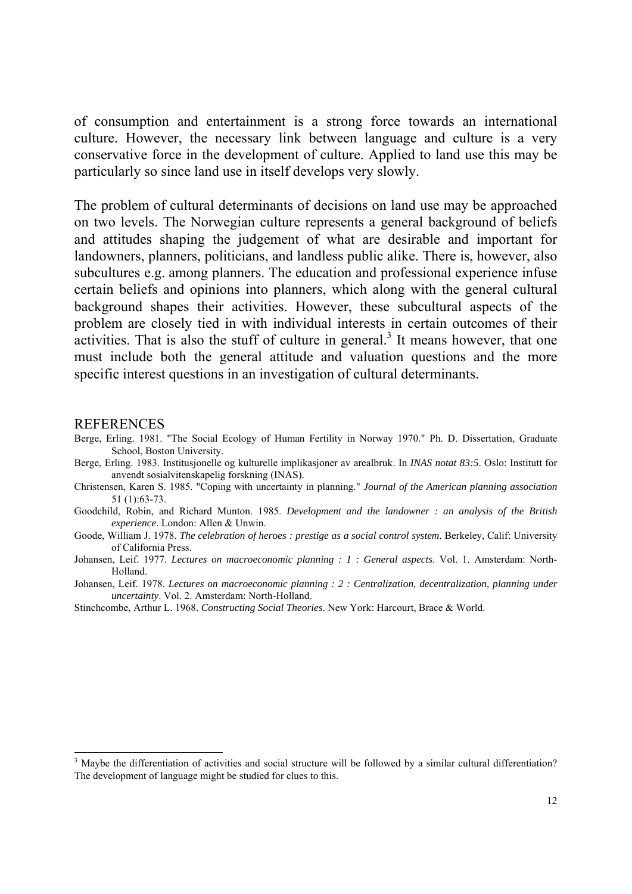of consumption and entertainment is a strong force towards an international culture. However, the necessary link between language and culture is a very conservative force in the development of culture. Applied to land use this may be particularly so since land use in itself develops very slowly.

The problem of cultural determinants of decisions on land use may be approached on two levels. The Norwegian culture represents a general background of beliefs and attitudes shaping the judgement of what are desirable and important for landowners, planners, politicians, and landless public alike. There is, however, also subcultures e.g. among planners. The education and professional experience infuse certain beliefs and opinions into planners, which along with the general cultural background shapes their activities. However, these subcultural aspects of the problem are closely tied in with individual interests in certain outcomes of their activities. That is also the stuff of culture in general.[3] It means however, that one must include both the general attitude and valuation questions and the more specific interest questions in an investigation of cultural determinants.

## REFERENCES

Berge, Erling. 1981. "The Social Ecology of Human Fertility in Norway 1970." Ph. D. Dissertation, Graduate School, Boston University.

Berge, Erling. 1983. Institusjonelle og kulturelle implikasjoner av arealbruk. In *INAS notat 83:5*. Oslo: Institutt for anvendt sosialvitenskapelig forskning (INAS).

Christensen, Karen S. 1985. "Coping with uncertainty in planning." *Journal of the American planning association* 51 (1):63-73.

Goodchild, Robin, and Richard Munton. 1985. *Development and the landowner : an analysis of the British experience*. London: Allen & Unwin.

Goode, William J. 1978. *The celebration of heroes : prestige as a social control system*. Berkeley, Calif: University of California Press.

Johansen, Leif. 1977. *Lectures on macroeconomic planning : 1 : General aspects*. Vol. 1. Amsterdam: North-Holland.

Johansen, Leif. 1978. *Lectures on macroeconomic planning : 2 : Centralization, decentralization, planning under uncertainty*. Vol. 2. Amsterdam: North-Holland.

Stinchcombe, Arthur L. 1968. *Constructing Social Theories*. New York: Harcourt, Brace & World.

[3] Maybe the differentiation of activities and social structure will be followed by a similar cultural differentiation? The development of language might be studied for clues to this.